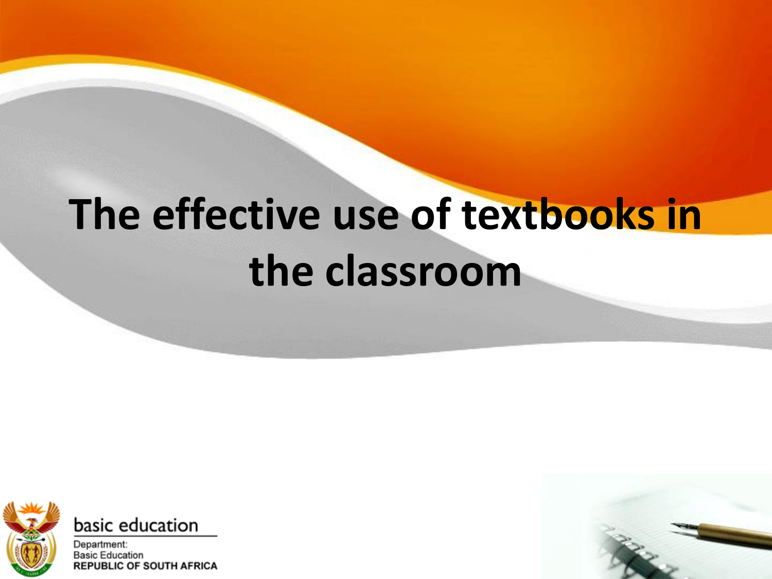# The effective use of textbooks in the classroom

basic education

Department:
Basic Education
REPUBLIC OF SOUTH AFRICA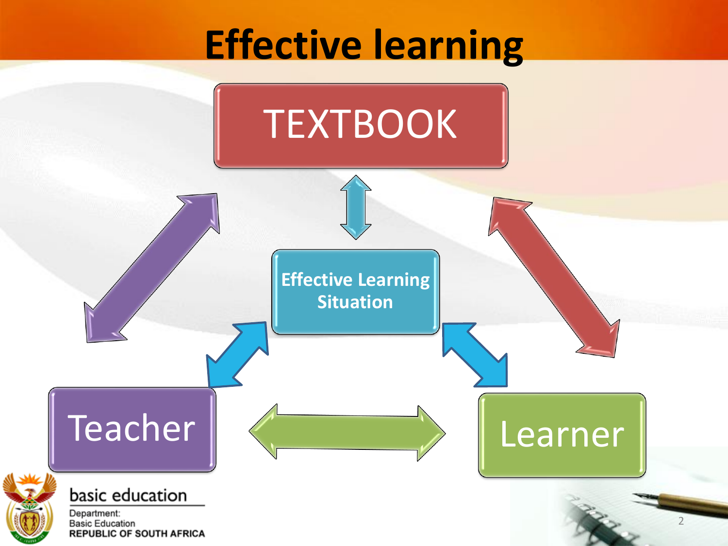# Effective learning

TEXTBOOK

Effective Learning Situation

Teacher

Learner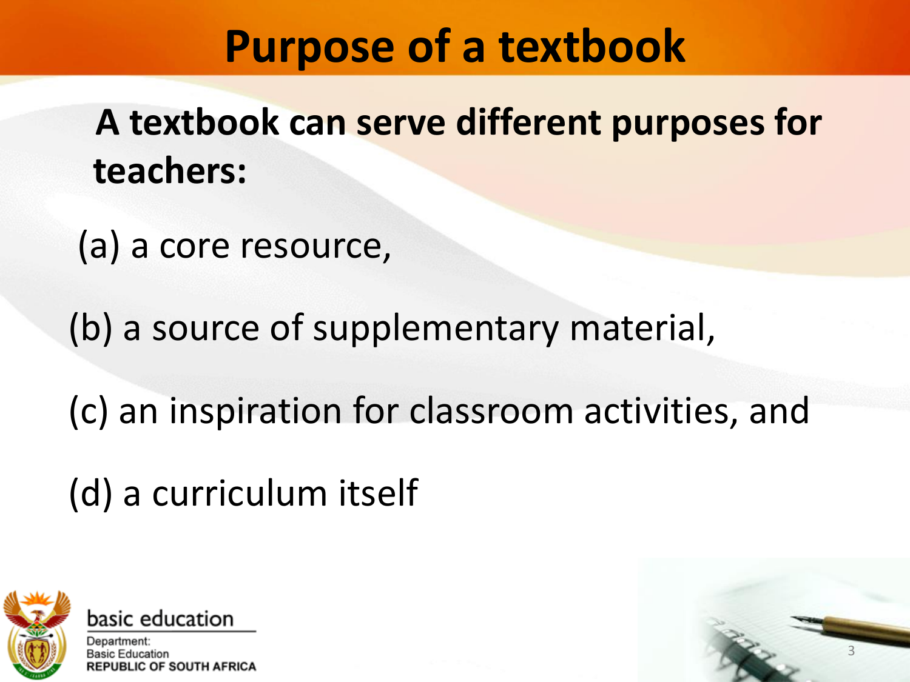# Purpose of a textbook

**A textbook can serve different purposes for teachers:**

(a) a core resource,

(b) a source of supplementary material,

(c) an inspiration for classroom activities, and

(d) a curriculum itself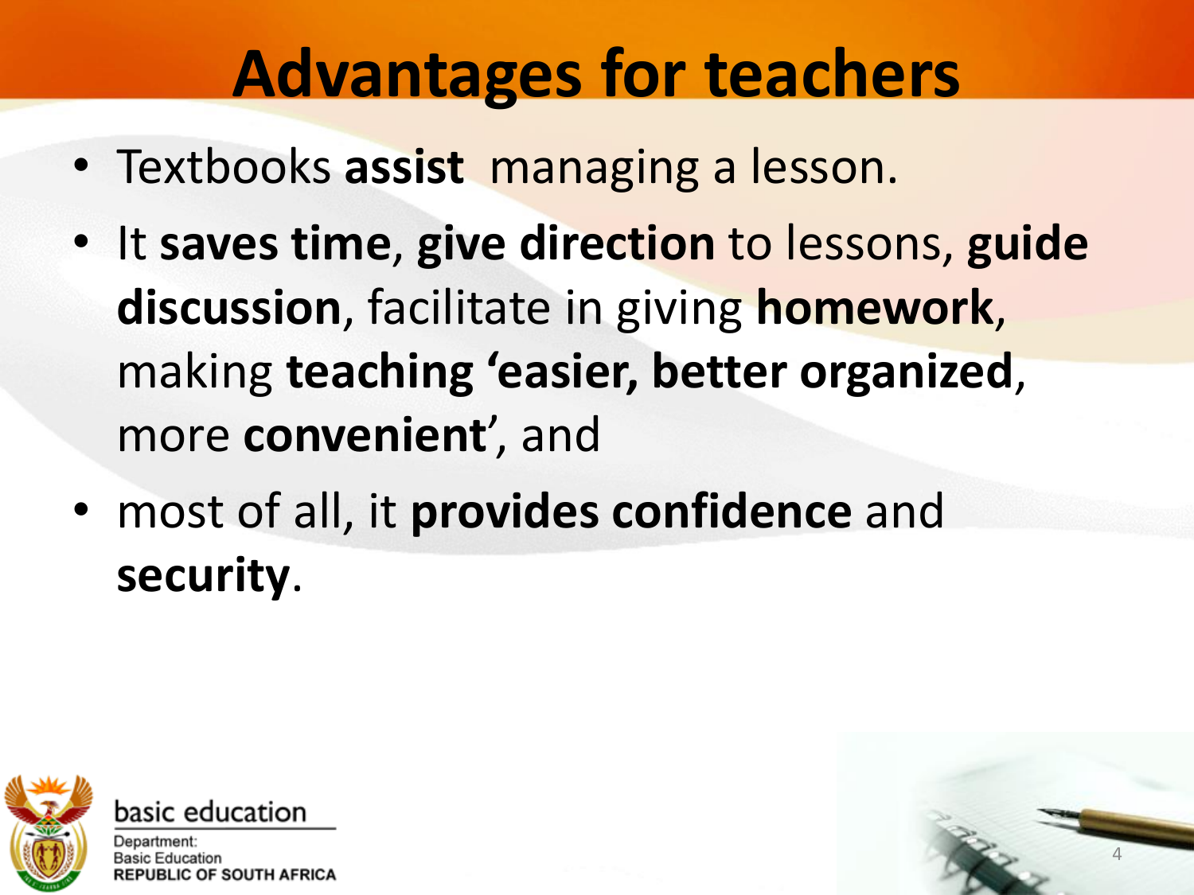# Advantages for teachers

- Textbooks **assist** managing a lesson.
- It **saves time**, **give direction** to lessons, **guide discussion**, facilitate in giving **homework**, making **teaching 'easier, better organized**, more **convenient**', and
- most of all, it **provides confidence** and **security**.

basic education

Department:
Basic Education
REPUBLIC OF SOUTH AFRICA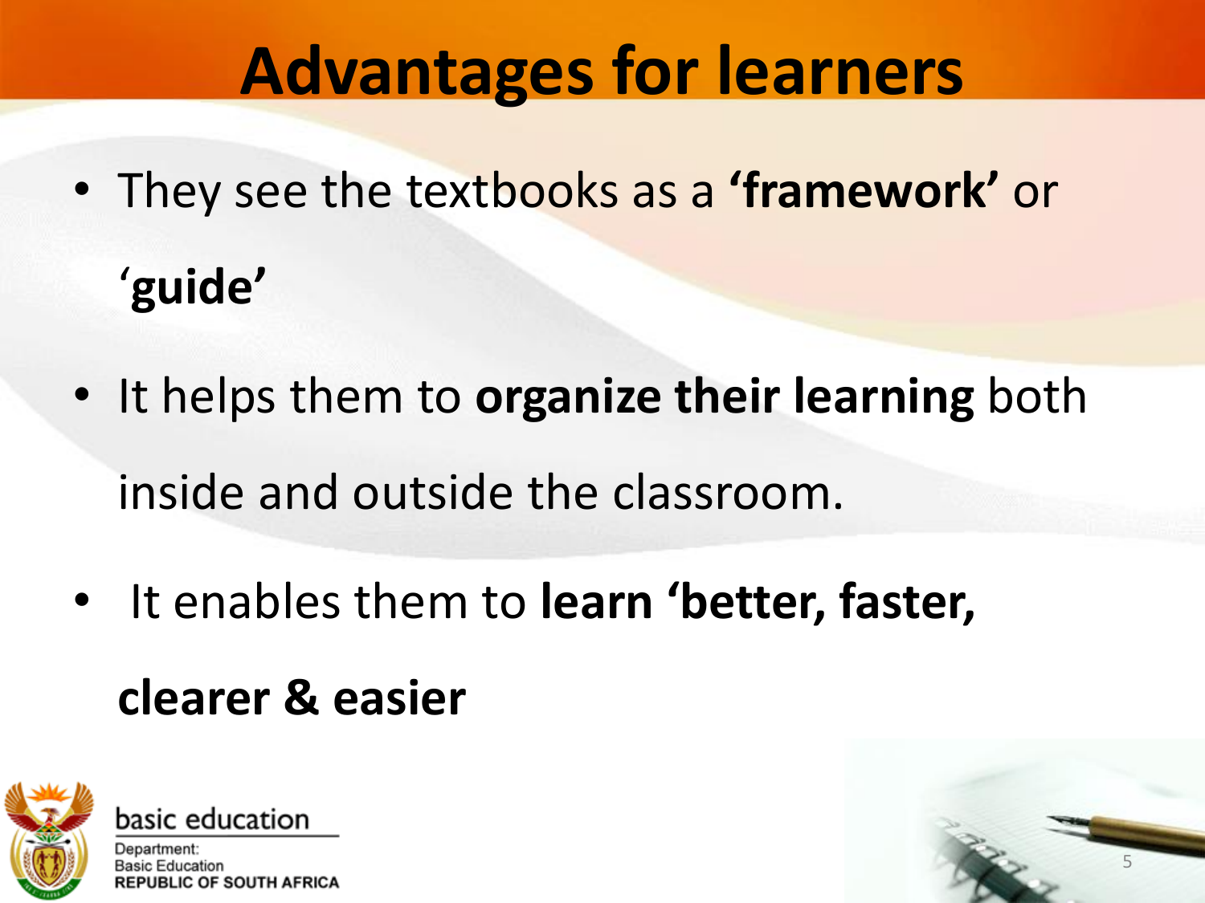# Advantages for learners

- They see the textbooks as a **'framework'** or '**guide'**
- It helps them to **organize their learning** both inside and outside the classroom.
- It enables them to **learn 'better, faster, clearer & easier**

basic education

Department:
Basic Education
REPUBLIC OF SOUTH AFRICA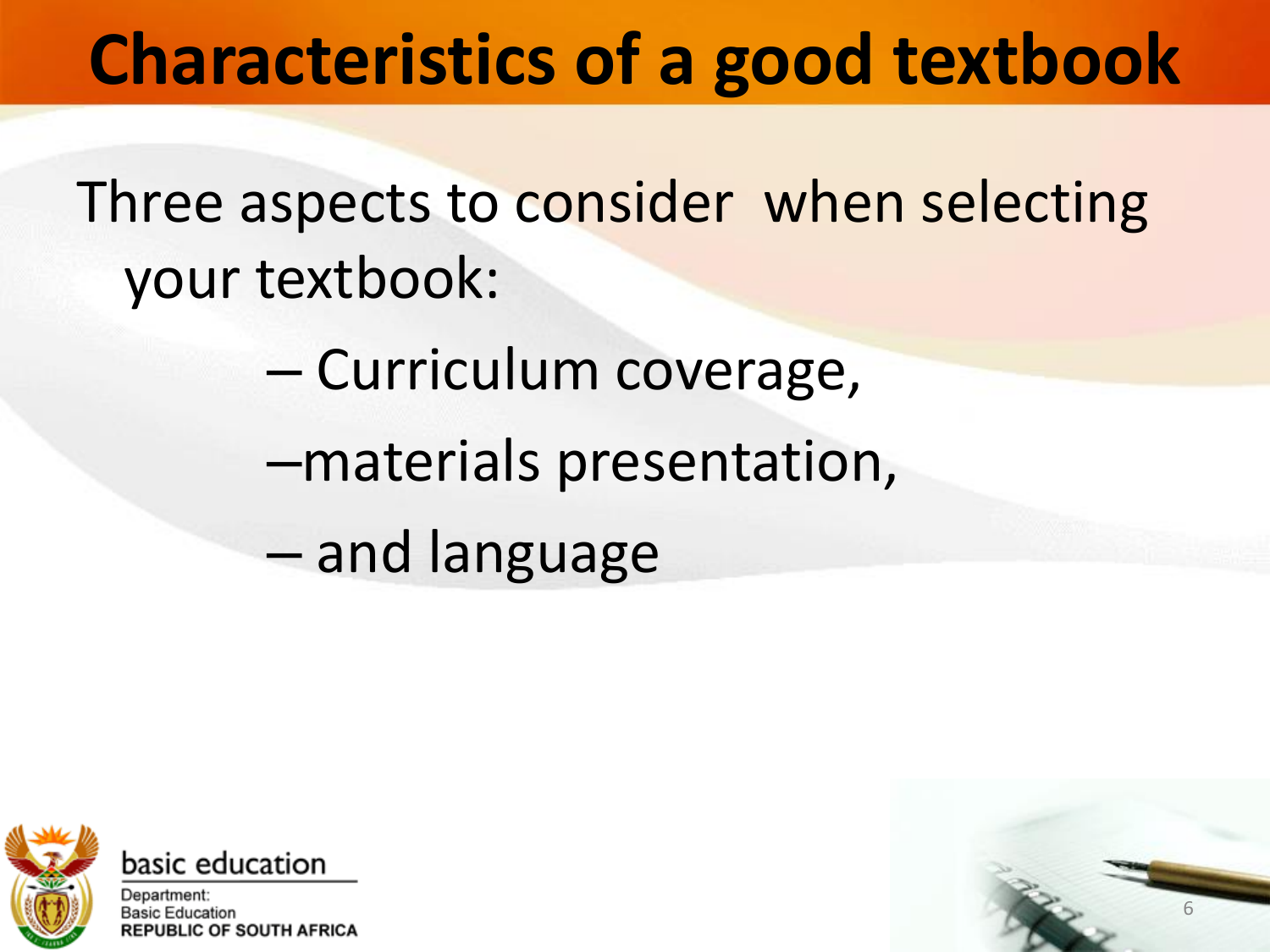# Characteristics of a good textbook

Three aspects to consider when selecting your textbook:

- Curriculum coverage,
- materials presentation,
- and language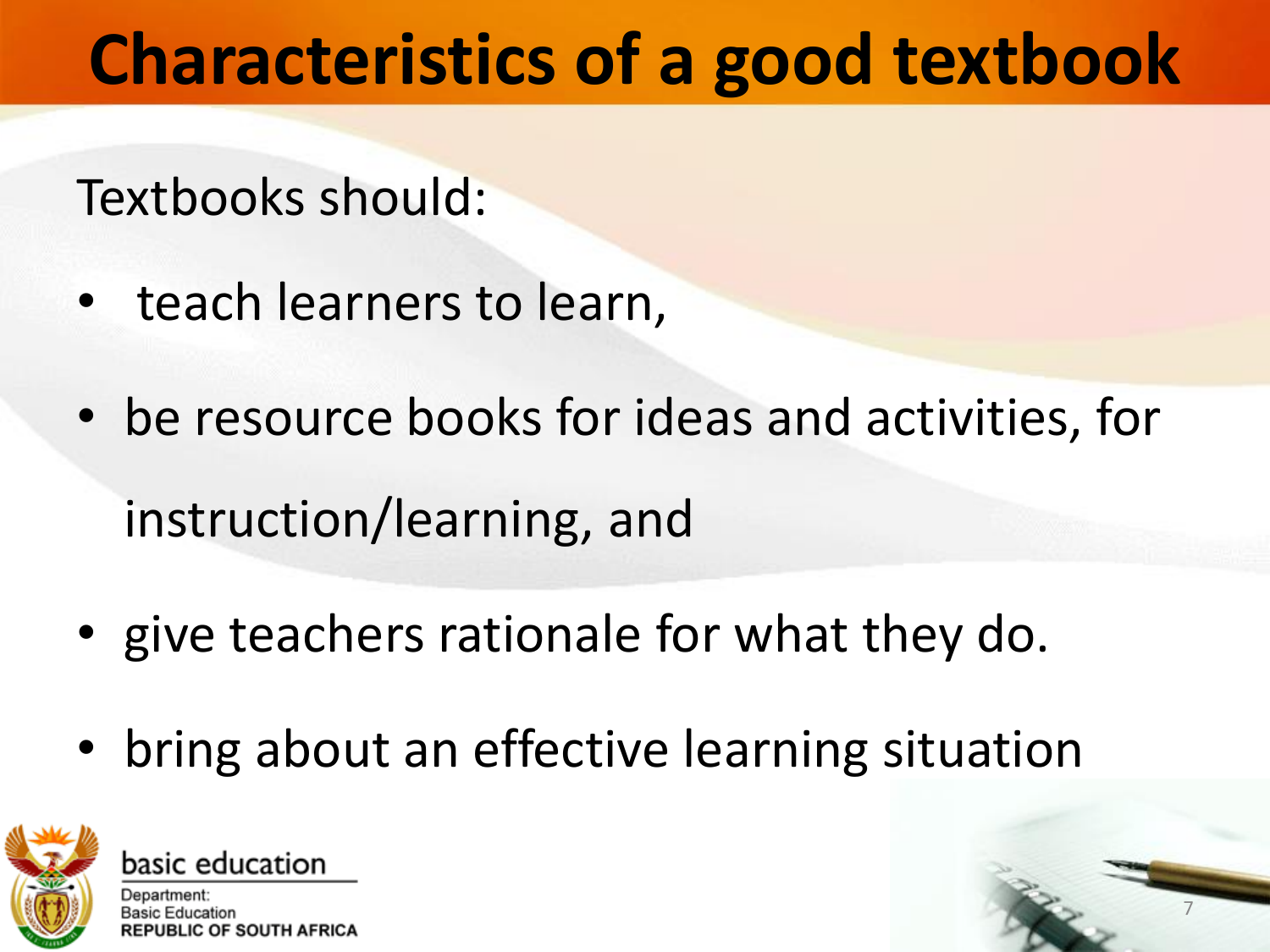# Characteristics of a good textbook

Textbooks should:

- teach learners to learn,
- be resource books for ideas and activities, for instruction/learning, and
- give teachers rationale for what they do.
- bring about an effective learning situation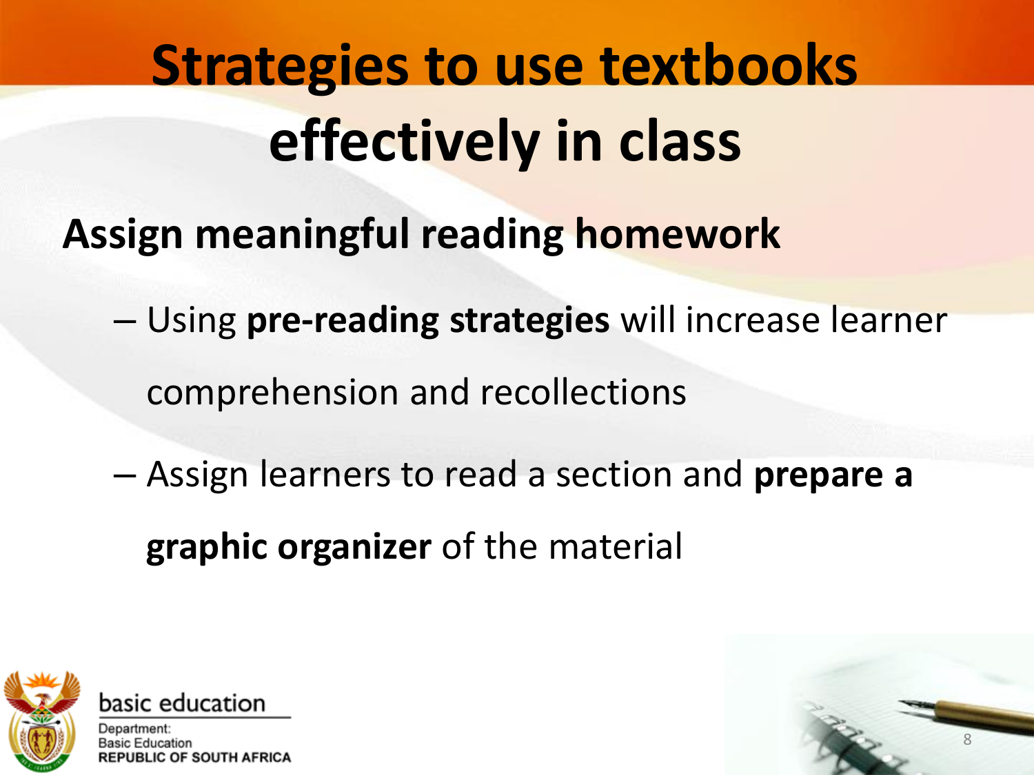# Strategies to use textbooks effectively in class

**Assign meaningful reading homework**

- Using **pre-reading strategies** will increase learner comprehension and recollections
- Assign learners to read a section and **prepare a graphic organizer** of the material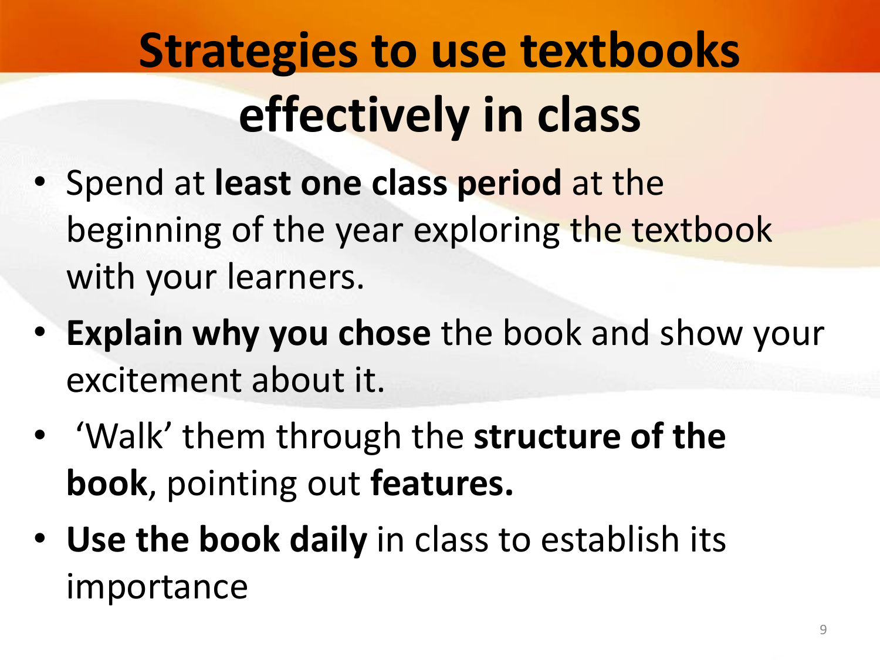# Strategies to use textbooks effectively in class

- Spend at **least one class period** at the beginning of the year exploring the textbook with your learners.
- **Explain why you chose** the book and show your excitement about it.
- ‘Walk’ them through the **structure of the book**, pointing out **features.**
- **Use the book daily** in class to establish its importance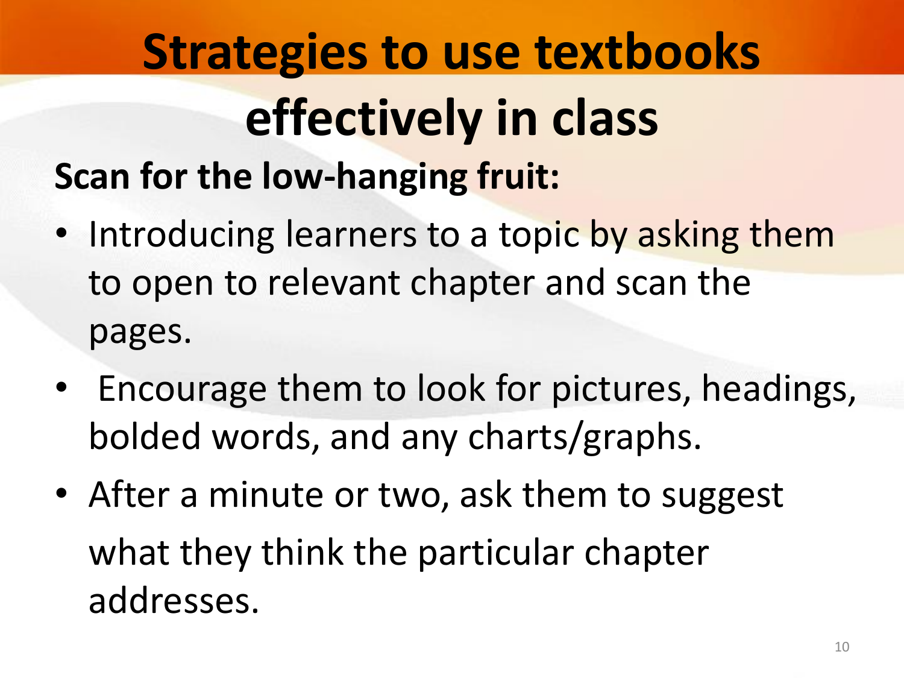# Strategies to use textbooks effectively in class

**Scan for the low-hanging fruit:**

- Introducing learners to a topic by asking them to open to relevant chapter and scan the pages.
- Encourage them to look for pictures, headings, bolded words, and any charts/graphs.
- After a minute or two, ask them to suggest what they think the particular chapter addresses.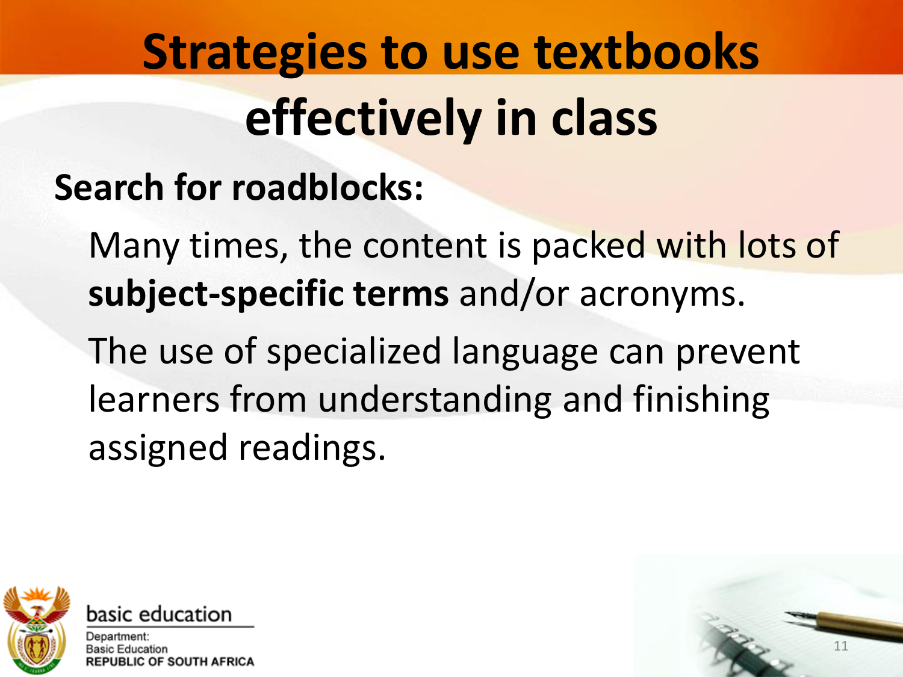# Strategies to use textbooks effectively in class

**Search for roadblocks:**

Many times, the content is packed with lots of **subject-specific terms** and/or acronyms.

The use of specialized language can prevent learners from understanding and finishing assigned readings.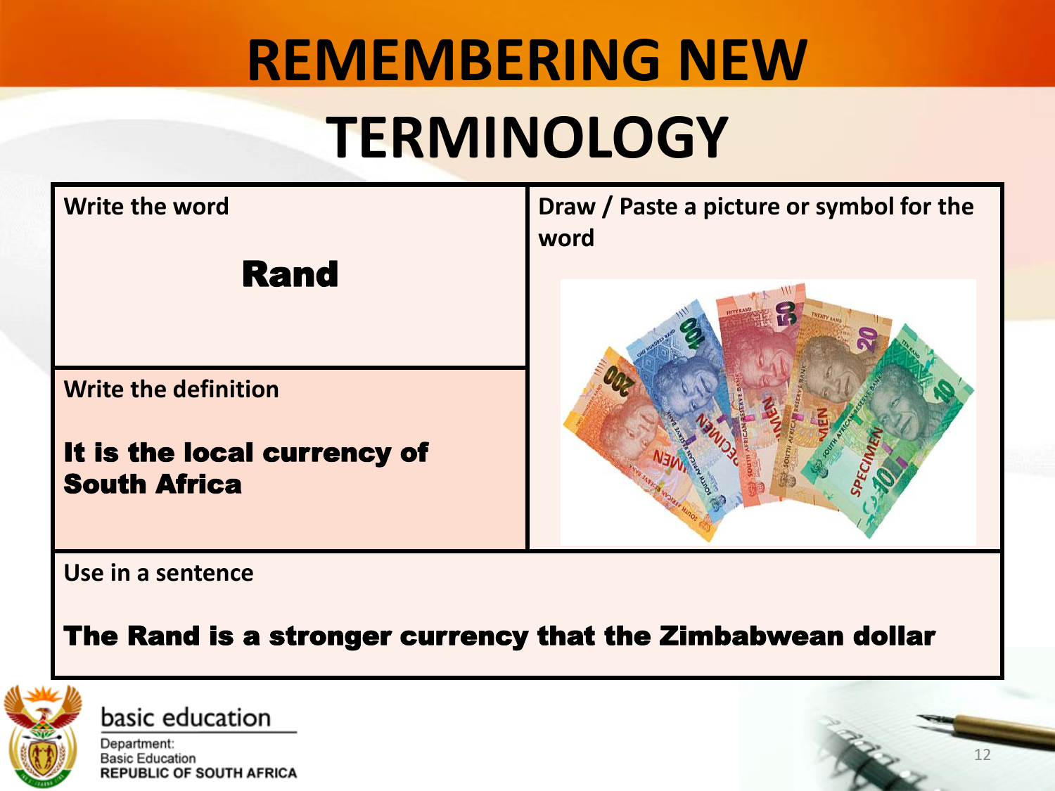# REMEMBERING NEW TERMINOLOGY

**Write the word**

**Rand**

**Draw / Paste a picture or symbol for the word**

**Write the definition**

**It is the local currency of South Africa**

**Use in a sentence**

**The Rand is a stronger currency that the Zimbabwean dollar**

basic education

Department:
Basic Education
REPUBLIC OF SOUTH AFRICA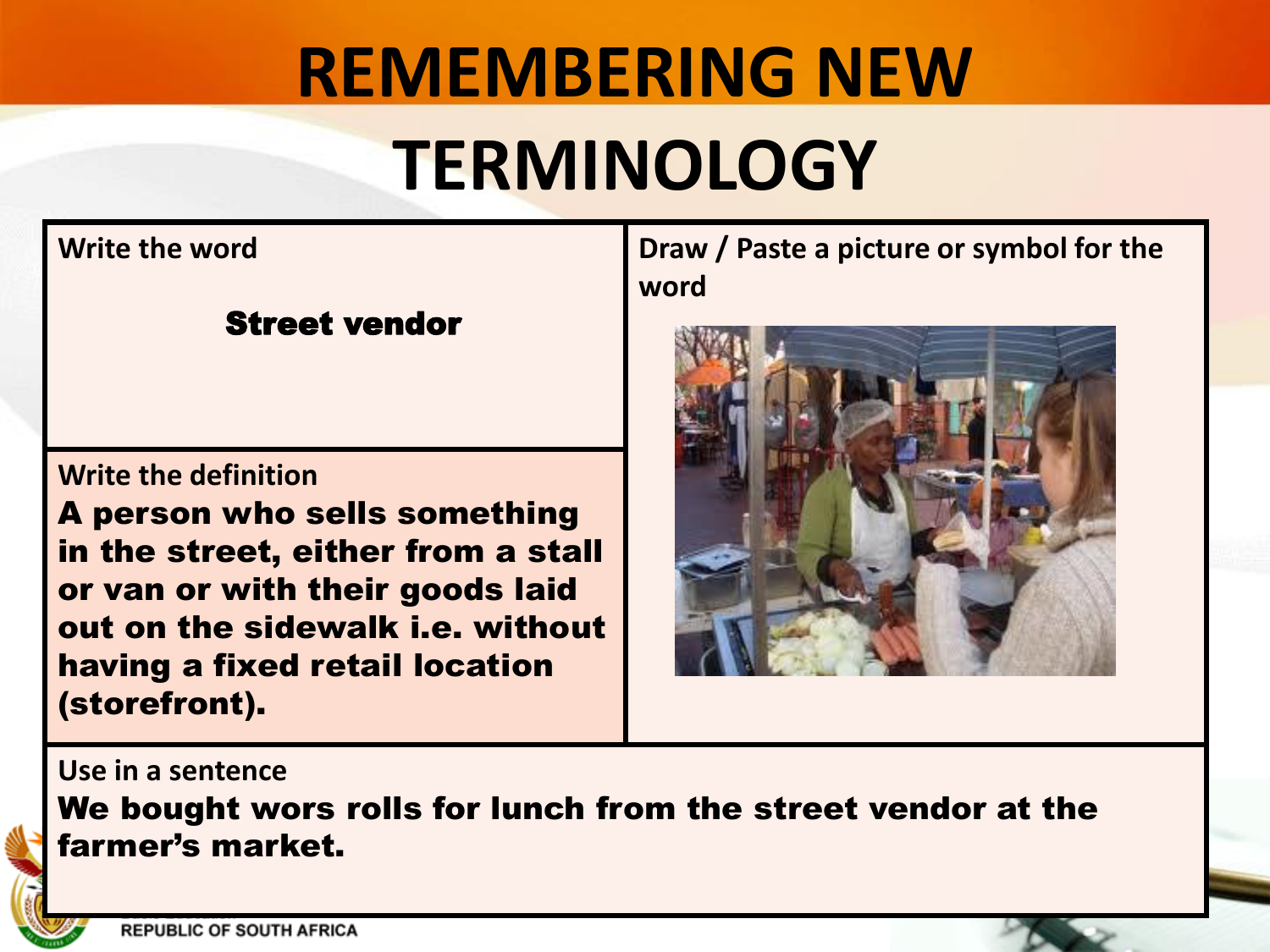# REMEMBERING NEW TERMINOLOGY

**Write the word**

**Street vendor**

**Write the definition**

**A person who sells something in the street, either from a stall or van or with their goods laid out on the sidewalk i.e. without having a fixed retail location (storefront).**

**Draw / Paste a picture or symbol for the word**

**Use in a sentence**

**We bought wors rolls for lunch from the street vendor at the farmer's market.**

REPUBLIC OF SOUTH AFRICA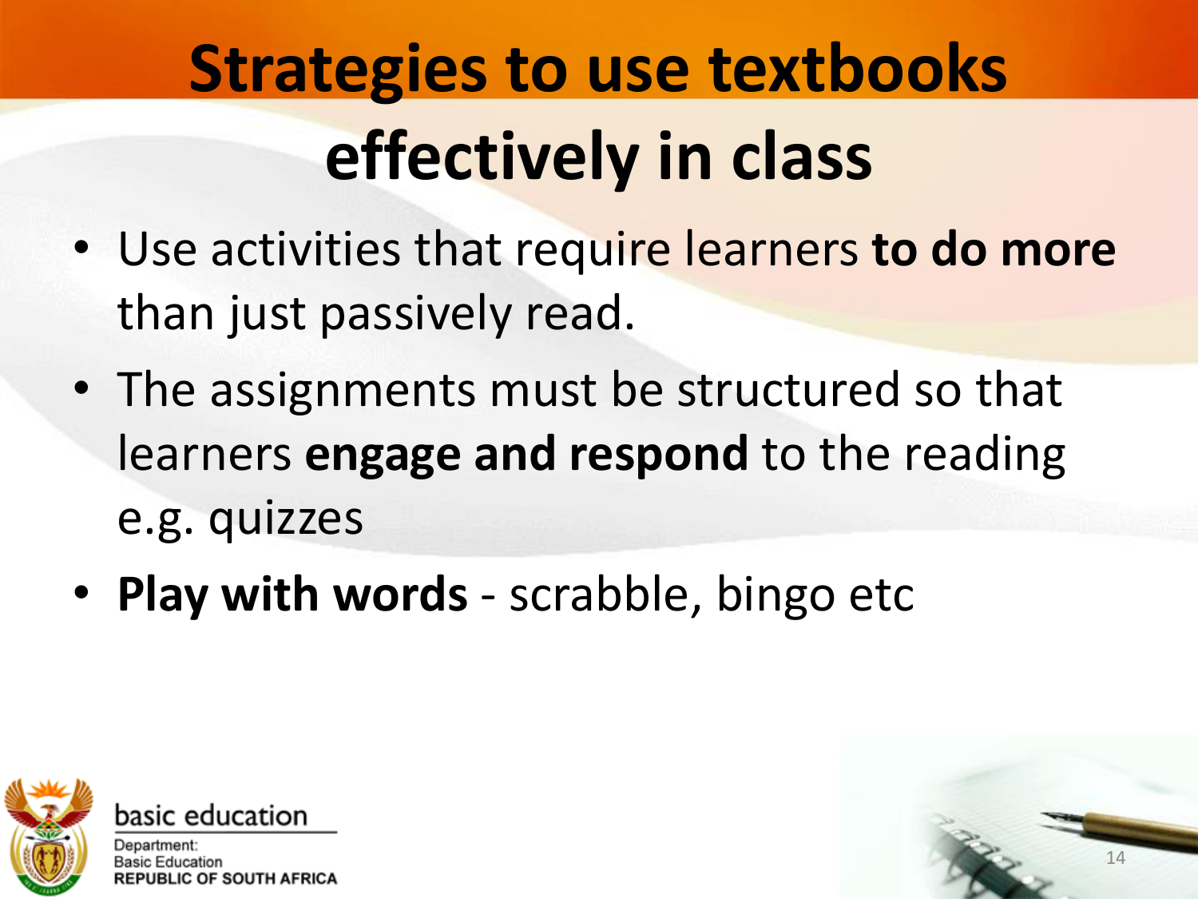# Strategies to use textbooks effectively in class

- Use activities that require learners **to do more** than just passively read.
- The assignments must be structured so that learners **engage and respond** to the reading e.g. quizzes
- **Play with words** - scrabble, bingo etc

basic education

Department:
Basic Education
REPUBLIC OF SOUTH AFRICA